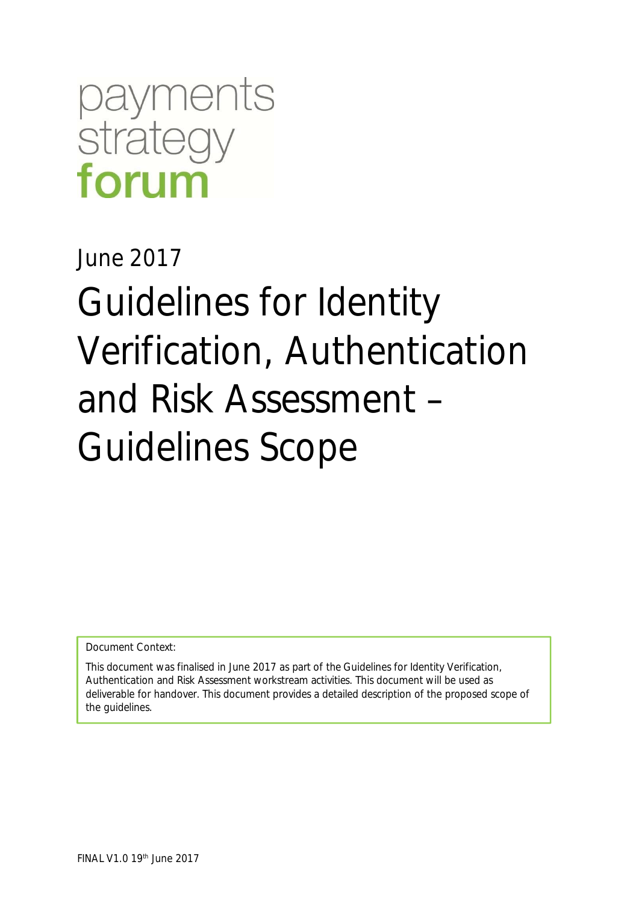payments strategy **forum**

June 2017

# Guidelines for Identity Verification, Authentication and Risk Assessment – Guidelines Scope

Document Context:

This document was finalised in June 2017 as part of the Guidelines for Identity Verification, Authentication and Risk Assessment workstream activities. This document will be used as deliverable for handover. This document provides a detailed description of the proposed scope of the guidelines.

FINAL V1.0 19th June 2017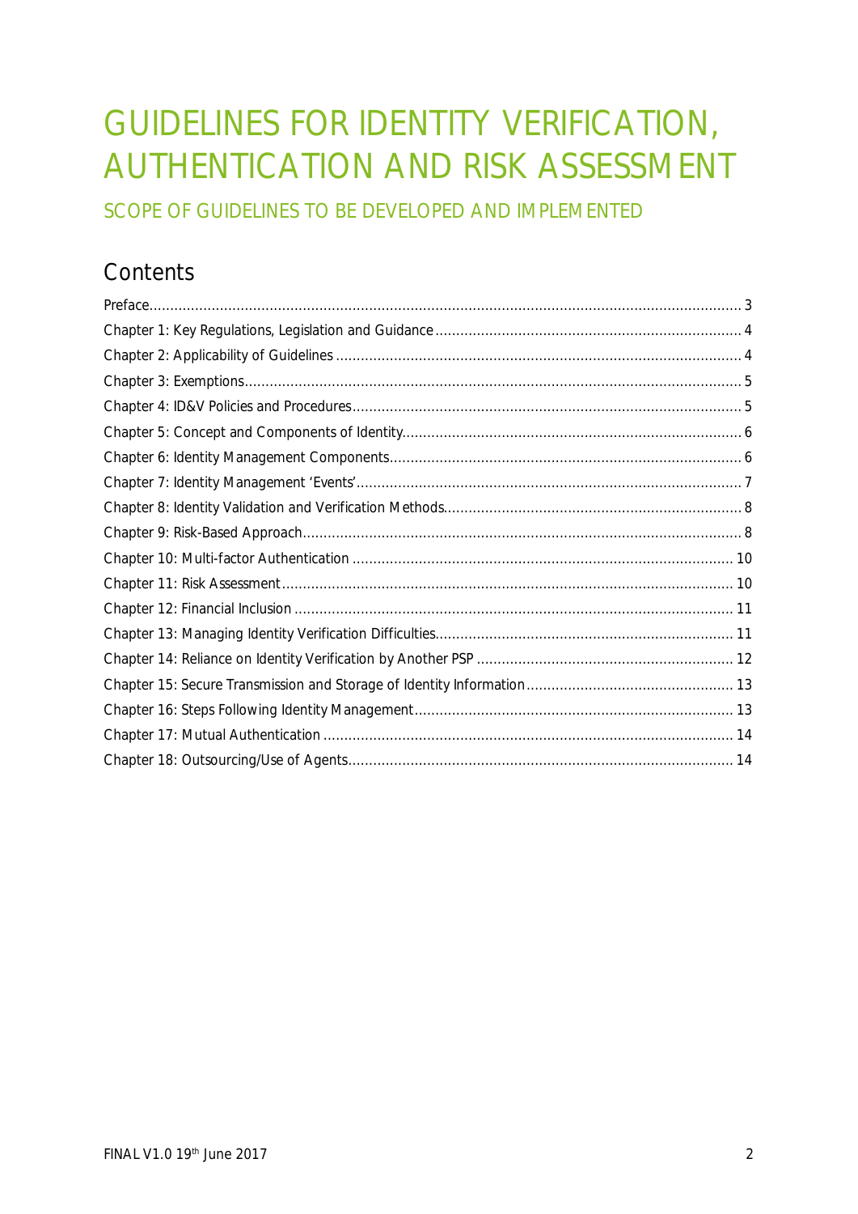# GUIDELINES FOR IDENTITY VERIFICATION, AUTHENTICATION AND RISK ASSESSMENT

## SCOPE OF GUIDELINES TO BE DEVELOPED AND IMPLEMENTED

## Contents

Preface....................................................................................................................................... 3
Chapter 1: Key Regulations, Legislation and Guidance ......................................................................... 4
Chapter 2: Applicability of Guidelines ................................................................................................ 4
Chapter 3: Exemptions...................................................................................................................... 5
Chapter 4: ID&V Policies and Procedures............................................................................................ 5
Chapter 5: Concept and Components of Identity................................................................................. 6
Chapter 6: Identity Management Components.................................................................................... 6
Chapter 7: Identity Management 'Events'............................................................................................ 7
Chapter 8: Identity Validation and Verification Methods...................................................................... 8
Chapter 9: Risk-Based Approach......................................................................................................... 8
Chapter 10: Multi-factor Authentication ........................................................................................... 10
Chapter 11: Risk Assessment............................................................................................................ 10
Chapter 12: Financial Inclusion ......................................................................................................... 11
Chapter 13: Managing Identity Verification Difficulties....................................................................... 11
Chapter 14: Reliance on Identity Verification by Another PSP ............................................................. 12
Chapter 15: Secure Transmission and Storage of Identity Information.................................................. 13
Chapter 16: Steps Following Identity Management............................................................................ 13
Chapter 17: Mutual Authentication .................................................................................................. 14
Chapter 18: Outsourcing/Use of Agents............................................................................................ 14

FINAL V1.0 19th June 2017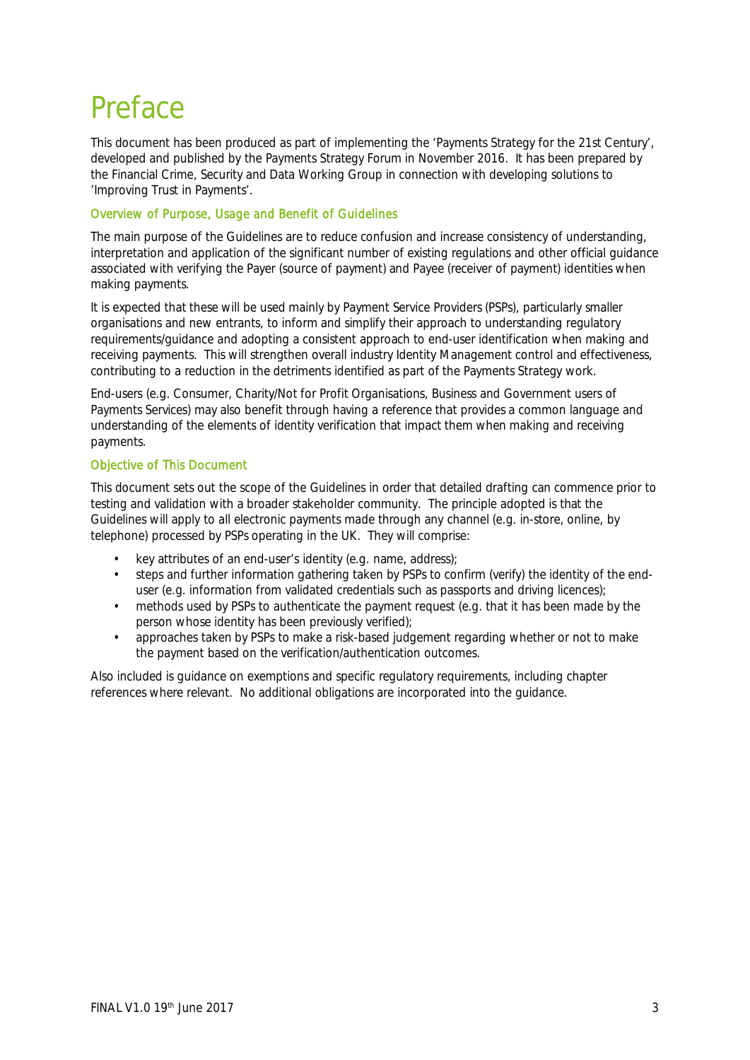# Preface

This document has been produced as part of implementing the 'Payments Strategy for the 21st Century', developed and published by the Payments Strategy Forum in November 2016. It has been prepared by the Financial Crime, Security and Data Working Group in connection with developing solutions to 'Improving Trust in Payments'.

## Overview of Purpose, Usage and Benefit of Guidelines

The main purpose of the Guidelines are to reduce confusion and increase consistency of understanding, interpretation and application of the significant number of existing regulations and other official guidance associated with verifying the Payer (source of payment) and Payee (receiver of payment) identities when making payments.

It is expected that these will be used mainly by Payment Service Providers (PSPs), particularly smaller organisations and new entrants, to inform and simplify their approach to understanding regulatory requirements/guidance and adopting a consistent approach to end-user identification when making and receiving payments. This will strengthen overall industry Identity Management control and effectiveness, contributing to a reduction in the detriments identified as part of the Payments Strategy work.

End-users (e.g. Consumer, Charity/Not for Profit Organisations, Business and Government users of Payments Services) may also benefit through having a reference that provides a common language and understanding of the elements of identity verification that impact them when making and receiving payments.

## Objective of This Document

This document sets out the scope of the Guidelines in order that detailed drafting can commence prior to testing and validation with a broader stakeholder community. The principle adopted is that the Guidelines will apply to all electronic payments made through any channel (e.g. in-store, online, by telephone) processed by PSPs operating in the UK. They will comprise:

- key attributes of an end-user's identity (e.g. name, address);
- steps and further information gathering taken by PSPs to confirm (verify) the identity of the end-user (e.g. information from validated credentials such as passports and driving licences);
- methods used by PSPs to authenticate the payment request (e.g. that it has been made by the person whose identity has been previously verified);
- approaches taken by PSPs to make a risk-based judgement regarding whether or not to make the payment based on the verification/authentication outcomes.

Also included is guidance on exemptions and specific regulatory requirements, including chapter references where relevant. No additional obligations are incorporated into the guidance.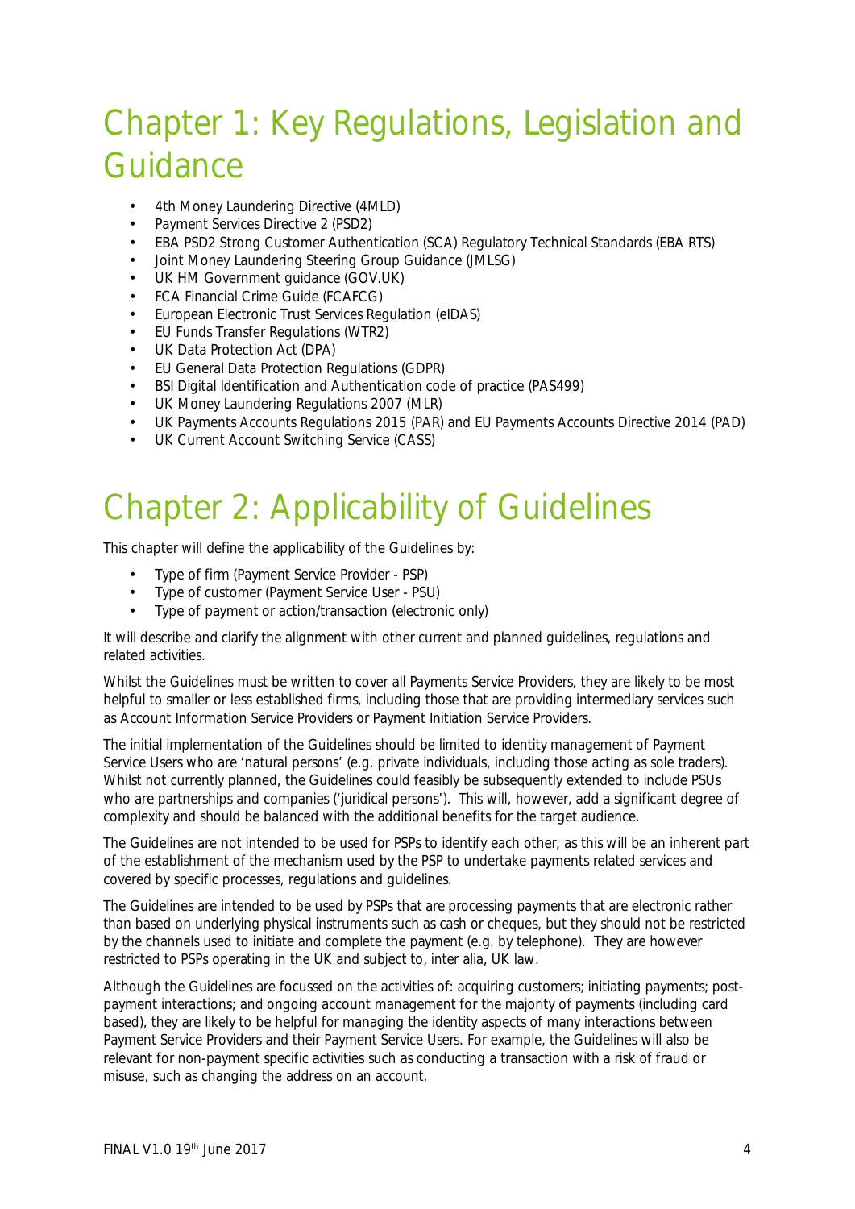# Chapter 1: Key Regulations, Legislation and Guidance

- 4th Money Laundering Directive (4MLD)
- Payment Services Directive 2 (PSD2)
- EBA PSD2 Strong Customer Authentication (SCA) Regulatory Technical Standards (EBA RTS)
- Joint Money Laundering Steering Group Guidance (JMLSG)
- UK HM Government guidance (GOV.UK)
- FCA Financial Crime Guide (FCAFCG)
- European Electronic Trust Services Regulation (eIDAS)
- EU Funds Transfer Regulations (WTR2)
- UK Data Protection Act (DPA)
- EU General Data Protection Regulations (GDPR)
- BSI Digital Identification and Authentication code of practice (PAS499)
- UK Money Laundering Regulations 2007 (MLR)
- UK Payments Accounts Regulations 2015 (PAR) and EU Payments Accounts Directive 2014 (PAD)
- UK Current Account Switching Service (CASS)

# Chapter 2: Applicability of Guidelines

This chapter will define the applicability of the Guidelines by:

- Type of firm (Payment Service Provider - PSP)
- Type of customer (Payment Service User - PSU)
- Type of payment or action/transaction (electronic only)

It will describe and clarify the alignment with other current and planned guidelines, regulations and related activities.

Whilst the Guidelines must be written to cover all Payments Service Providers, they are likely to be most helpful to smaller or less established firms, including those that are providing intermediary services such as Account Information Service Providers or Payment Initiation Service Providers.

The initial implementation of the Guidelines should be limited to identity management of Payment Service Users who are 'natural persons' (e.g. private individuals, including those acting as sole traders). Whilst not currently planned, the Guidelines could feasibly be subsequently extended to include PSUs who are partnerships and companies ('juridical persons'). This will, however, add a significant degree of complexity and should be balanced with the additional benefits for the target audience.

The Guidelines are not intended to be used for PSPs to identify each other, as this will be an inherent part of the establishment of the mechanism used by the PSP to undertake payments related services and covered by specific processes, regulations and guidelines.

The Guidelines are intended to be used by PSPs that are processing payments that are electronic rather than based on underlying physical instruments such as cash or cheques, but they should not be restricted by the channels used to initiate and complete the payment (e.g. by telephone). They are however restricted to PSPs operating in the UK and subject to, inter alia, UK law.

Although the Guidelines are focussed on the activities of: acquiring customers; initiating payments; post-payment interactions; and ongoing account management for the majority of payments (including card based), they are likely to be helpful for managing the identity aspects of many interactions between Payment Service Providers and their Payment Service Users. For example, the Guidelines will also be relevant for non-payment specific activities such as conducting a transaction with a risk of fraud or misuse, such as changing the address on an account.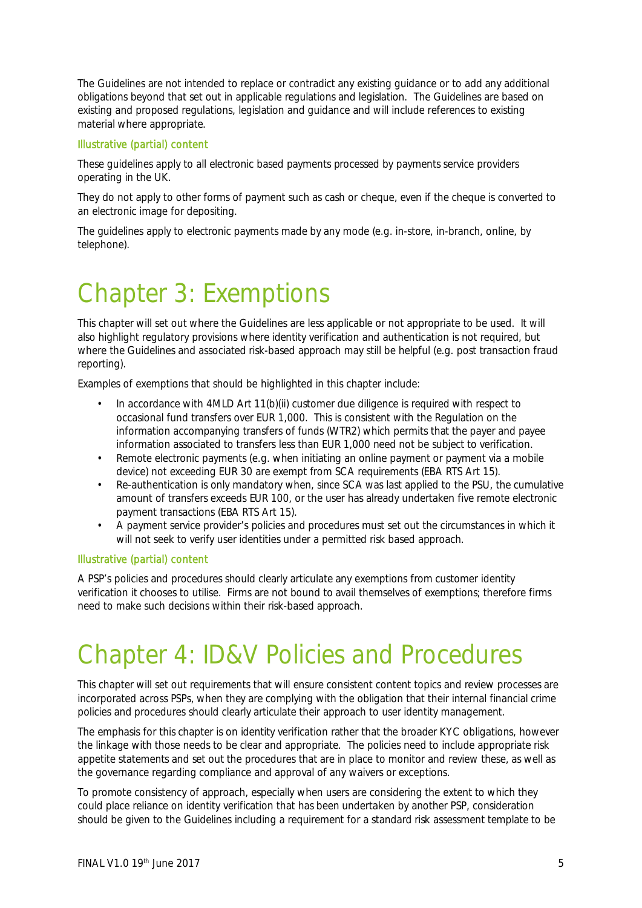The Guidelines are not intended to replace or contradict any existing guidance or to add any additional obligations beyond that set out in applicable regulations and legislation. The Guidelines are based on existing and proposed regulations, legislation and guidance and will include references to existing material where appropriate.

#### Illustrative (partial) content

These guidelines apply to all electronic based payments processed by payments service providers operating in the UK.

They do not apply to other forms of payment such as cash or cheque, even if the cheque is converted to an electronic image for depositing.

The guidelines apply to electronic payments made by any mode (e.g. in-store, in-branch, online, by telephone).

# Chapter 3: Exemptions

This chapter will set out where the Guidelines are less applicable or not appropriate to be used. It will also highlight regulatory provisions where identity verification and authentication is not required, but where the Guidelines and associated risk-based approach may still be helpful (e.g. post transaction fraud reporting).

Examples of exemptions that should be highlighted in this chapter include:

- In accordance with 4MLD Art 11(b)(ii) customer due diligence is required with respect to occasional fund transfers over EUR 1,000. This is consistent with the Regulation on the information accompanying transfers of funds (WTR2) which permits that the payer and payee information associated to transfers less than EUR 1,000 need not be subject to verification.
- Remote electronic payments (e.g. when initiating an online payment or payment via a mobile device) not exceeding EUR 30 are exempt from SCA requirements (EBA RTS Art 15).
- Re-authentication is only mandatory when, since SCA was last applied to the PSU, the cumulative amount of transfers exceeds EUR 100, or the user has already undertaken five remote electronic payment transactions (EBA RTS Art 15).
- A payment service provider's policies and procedures must set out the circumstances in which it will not seek to verify user identities under a permitted risk based approach.

#### Illustrative (partial) content

A PSP's policies and procedures should clearly articulate any exemptions from customer identity verification it chooses to utilise. Firms are not bound to avail themselves of exemptions; therefore firms need to make such decisions within their risk-based approach.

# Chapter 4: ID&V Policies and Procedures

This chapter will set out requirements that will ensure consistent content topics and review processes are incorporated across PSPs, when they are complying with the obligation that their internal financial crime policies and procedures should clearly articulate their approach to user identity management.

The emphasis for this chapter is on identity verification rather that the broader KYC obligations, however the linkage with those needs to be clear and appropriate. The policies need to include appropriate risk appetite statements and set out the procedures that are in place to monitor and review these, as well as the governance regarding compliance and approval of any waivers or exceptions.

To promote consistency of approach, especially when users are considering the extent to which they could place reliance on identity verification that has been undertaken by another PSP, consideration should be given to the Guidelines including a requirement for a standard risk assessment template to be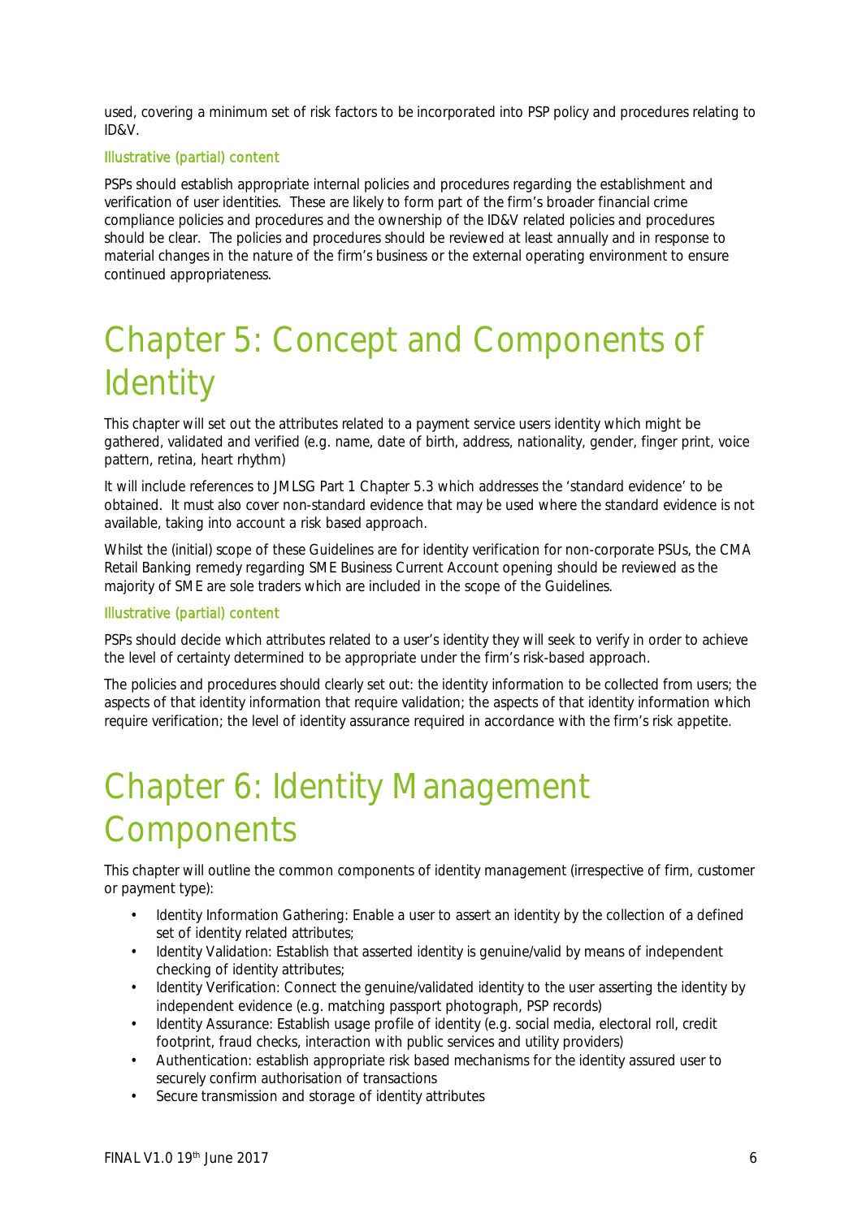used, covering a minimum set of risk factors to be incorporated into PSP policy and procedures relating to ID&V.

### Illustrative (partial) content

PSPs should establish appropriate internal policies and procedures regarding the establishment and verification of user identities. These are likely to form part of the firm's broader financial crime compliance policies and procedures and the ownership of the ID&V related policies and procedures should be clear. The policies and procedures should be reviewed at least annually and in response to material changes in the nature of the firm's business or the external operating environment to ensure continued appropriateness.

# Chapter 5: Concept and Components of Identity

This chapter will set out the attributes related to a payment service users identity which might be gathered, validated and verified (e.g. name, date of birth, address, nationality, gender, finger print, voice pattern, retina, heart rhythm)

It will include references to JMLSG Part 1 Chapter 5.3 which addresses the 'standard evidence' to be obtained. It must also cover non-standard evidence that may be used where the standard evidence is not available, taking into account a risk based approach.

Whilst the (initial) scope of these Guidelines are for identity verification for non-corporate PSUs, the CMA Retail Banking remedy regarding SME Business Current Account opening should be reviewed as the majority of SME are sole traders which are included in the scope of the Guidelines.

### Illustrative (partial) content

PSPs should decide which attributes related to a user's identity they will seek to verify in order to achieve the level of certainty determined to be appropriate under the firm's risk-based approach.

The policies and procedures should clearly set out: the identity information to be collected from users; the aspects of that identity information that require validation; the aspects of that identity information which require verification; the level of identity assurance required in accordance with the firm's risk appetite.

# Chapter 6: Identity Management Components

This chapter will outline the common components of identity management (irrespective of firm, customer or payment type):

- Identity Information Gathering: Enable a user to assert an identity by the collection of a defined set of identity related attributes;
- Identity Validation: Establish that asserted identity is genuine/valid by means of independent checking of identity attributes;
- Identity Verification: Connect the genuine/validated identity to the user asserting the identity by independent evidence (e.g. matching passport photograph, PSP records)
- Identity Assurance: Establish usage profile of identity (e.g. social media, electoral roll, credit footprint, fraud checks, interaction with public services and utility providers)
- Authentication: establish appropriate risk based mechanisms for the identity assured user to securely confirm authorisation of transactions
- Secure transmission and storage of identity attributes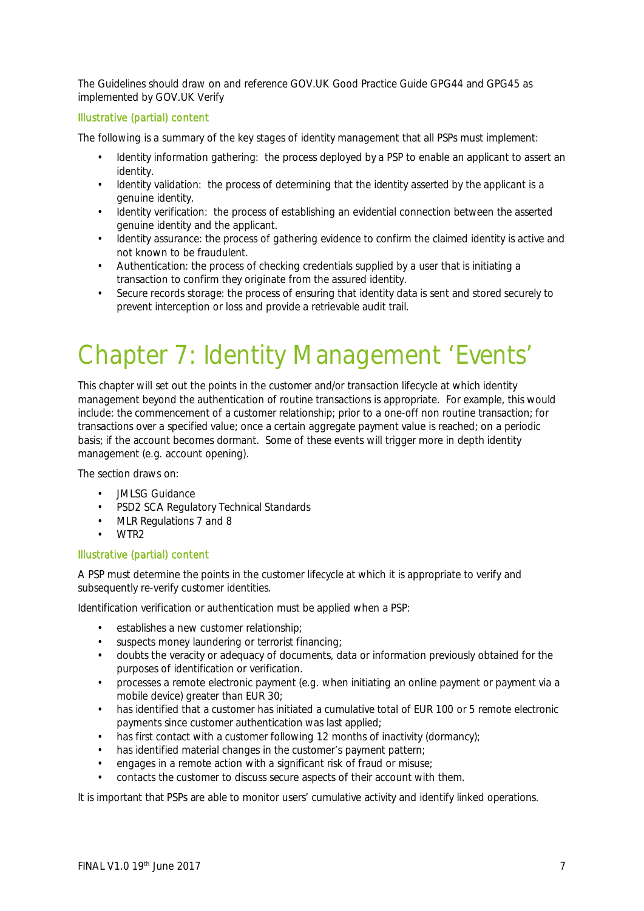The Guidelines should draw on and reference GOV.UK Good Practice Guide GPG44 and GPG45 as implemented by GOV.UK Verify

### Illustrative (partial) content

The following is a summary of the key stages of identity management that all PSPs must implement:

- Identity information gathering: the process deployed by a PSP to enable an applicant to assert an identity.
- Identity validation: the process of determining that the identity asserted by the applicant is a genuine identity.
- Identity verification: the process of establishing an evidential connection between the asserted genuine identity and the applicant.
- Identity assurance: the process of gathering evidence to confirm the claimed identity is active and not known to be fraudulent.
- Authentication: the process of checking credentials supplied by a user that is initiating a transaction to confirm they originate from the assured identity.
- Secure records storage: the process of ensuring that identity data is sent and stored securely to prevent interception or loss and provide a retrievable audit trail.

# Chapter 7: Identity Management 'Events'

This chapter will set out the points in the customer and/or transaction lifecycle at which identity management beyond the authentication of routine transactions is appropriate. For example, this would include: the commencement of a customer relationship; prior to a one-off non routine transaction; for transactions over a specified value; once a certain aggregate payment value is reached; on a periodic basis; if the account becomes dormant. Some of these events will trigger more in depth identity management (e.g. account opening).

The section draws on:

- JMLSG Guidance
- PSD2 SCA Regulatory Technical Standards
- MLR Regulations 7 and 8
- WTR2

### Illustrative (partial) content

A PSP must determine the points in the customer lifecycle at which it is appropriate to verify and subsequently re-verify customer identities.

Identification verification or authentication must be applied when a PSP:

- establishes a new customer relationship;
- suspects money laundering or terrorist financing;
- doubts the veracity or adequacy of documents, data or information previously obtained for the purposes of identification or verification.
- processes a remote electronic payment (e.g. when initiating an online payment or payment via a mobile device) greater than EUR 30;
- has identified that a customer has initiated a cumulative total of EUR 100 or 5 remote electronic payments since customer authentication was last applied;
- has first contact with a customer following 12 months of inactivity (dormancy);
- has identified material changes in the customer's payment pattern;
- engages in a remote action with a significant risk of fraud or misuse;
- contacts the customer to discuss secure aspects of their account with them.

It is important that PSPs are able to monitor users' cumulative activity and identify linked operations.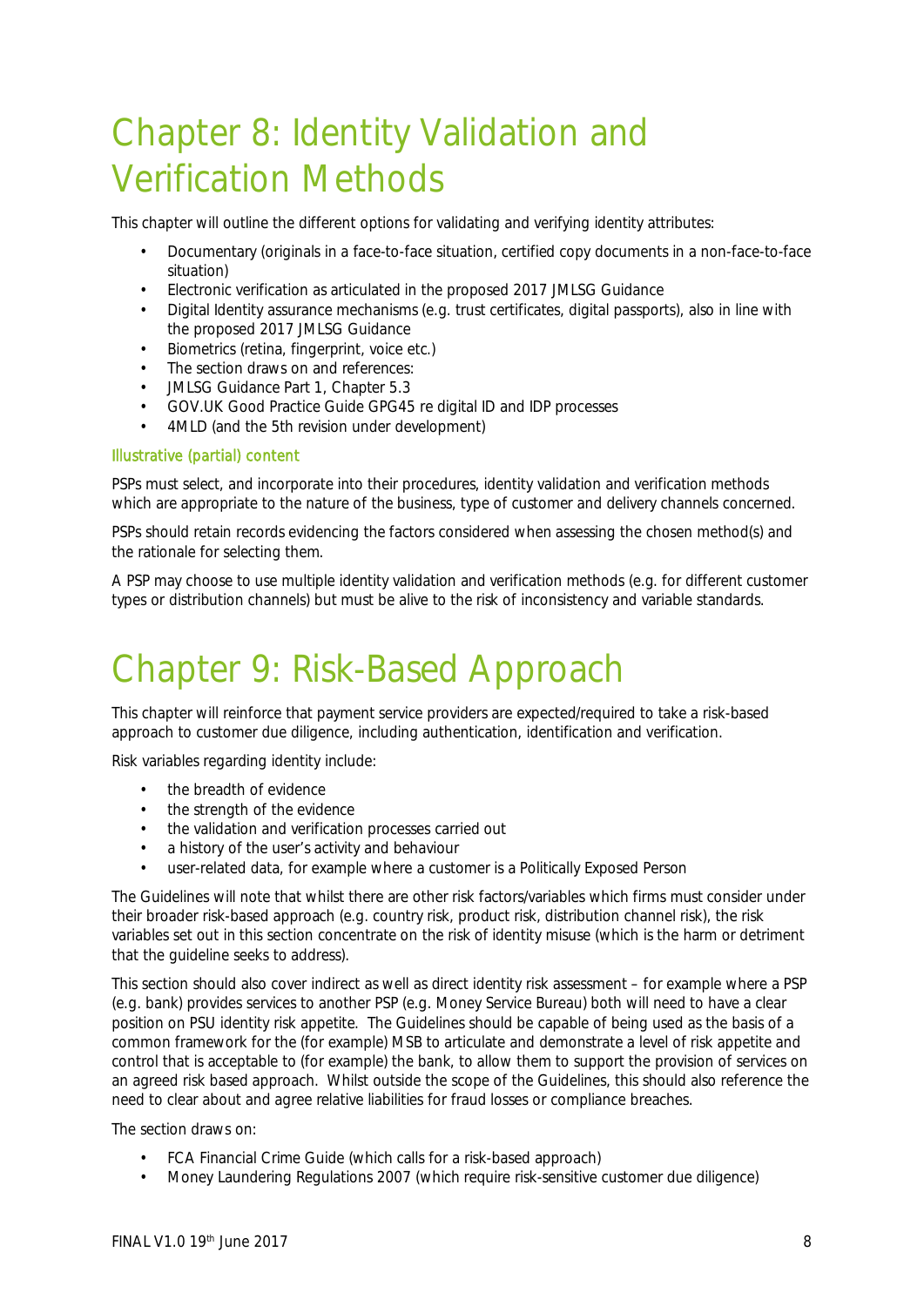# Chapter 8: Identity Validation and Verification Methods

This chapter will outline the different options for validating and verifying identity attributes:

- Documentary (originals in a face-to-face situation, certified copy documents in a non-face-to-face situation)
- Electronic verification as articulated in the proposed 2017 JMLSG Guidance
- Digital Identity assurance mechanisms (e.g. trust certificates, digital passports), also in line with the proposed 2017 JMLSG Guidance
- Biometrics (retina, fingerprint, voice etc.)
- The section draws on and references:
- JMLSG Guidance Part 1, Chapter 5.3
- GOV.UK Good Practice Guide GPG45 re digital ID and IDP processes
- 4MLD (and the 5th revision under development)

### Illustrative (partial) content

PSPs must select, and incorporate into their procedures, identity validation and verification methods which are appropriate to the nature of the business, type of customer and delivery channels concerned.

PSPs should retain records evidencing the factors considered when assessing the chosen method(s) and the rationale for selecting them.

A PSP may choose to use multiple identity validation and verification methods (e.g. for different customer types or distribution channels) but must be alive to the risk of inconsistency and variable standards.

# Chapter 9: Risk-Based Approach

This chapter will reinforce that payment service providers are expected/required to take a risk-based approach to customer due diligence, including authentication, identification and verification.

Risk variables regarding identity include:

- the breadth of evidence
- the strength of the evidence
- the validation and verification processes carried out
- a history of the user's activity and behaviour
- user-related data, for example where a customer is a Politically Exposed Person

The Guidelines will note that whilst there are other risk factors/variables which firms must consider under their broader risk-based approach (e.g. country risk, product risk, distribution channel risk), the risk variables set out in this section concentrate on the risk of identity misuse (which is the harm or detriment that the guideline seeks to address).

This section should also cover indirect as well as direct identity risk assessment – for example where a PSP (e.g. bank) provides services to another PSP (e.g. Money Service Bureau) both will need to have a clear position on PSU identity risk appetite. The Guidelines should be capable of being used as the basis of a common framework for the (for example) MSB to articulate and demonstrate a level of risk appetite and control that is acceptable to (for example) the bank, to allow them to support the provision of services on an agreed risk based approach. Whilst outside the scope of the Guidelines, this should also reference the need to clear about and agree relative liabilities for fraud losses or compliance breaches.

The section draws on:

- FCA Financial Crime Guide (which calls for a risk-based approach)
- Money Laundering Regulations 2007 (which require risk-sensitive customer due diligence)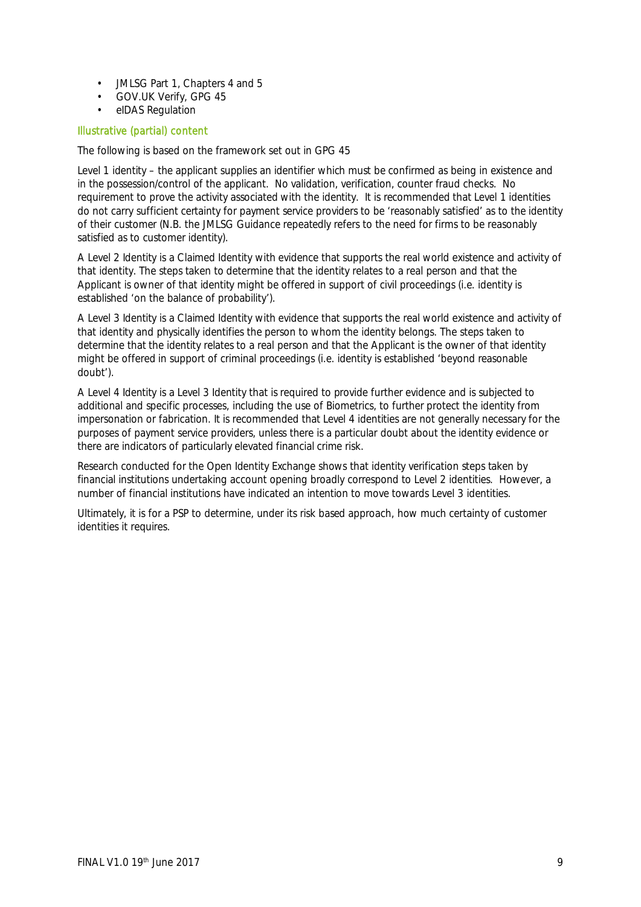- JMLSG Part 1, Chapters 4 and 5
- GOV.UK Verify, GPG 45
- eIDAS Regulation

### Illustrative (partial) content

The following is based on the framework set out in GPG 45

Level 1 identity – the applicant supplies an identifier which must be confirmed as being in existence and in the possession/control of the applicant. No validation, verification, counter fraud checks. No requirement to prove the activity associated with the identity. It is recommended that Level 1 identities do not carry sufficient certainty for payment service providers to be 'reasonably satisfied' as to the identity of their customer (N.B. the JMLSG Guidance repeatedly refers to the need for firms to be reasonably satisfied as to customer identity).

A Level 2 Identity is a Claimed Identity with evidence that supports the real world existence and activity of that identity. The steps taken to determine that the identity relates to a real person and that the Applicant is owner of that identity might be offered in support of civil proceedings (i.e. identity is established 'on the balance of probability').

A Level 3 Identity is a Claimed Identity with evidence that supports the real world existence and activity of that identity and physically identifies the person to whom the identity belongs. The steps taken to determine that the identity relates to a real person and that the Applicant is the owner of that identity might be offered in support of criminal proceedings (i.e. identity is established 'beyond reasonable doubt').

A Level 4 Identity is a Level 3 Identity that is required to provide further evidence and is subjected to additional and specific processes, including the use of Biometrics, to further protect the identity from impersonation or fabrication. It is recommended that Level 4 identities are not generally necessary for the purposes of payment service providers, unless there is a particular doubt about the identity evidence or there are indicators of particularly elevated financial crime risk.

Research conducted for the Open Identity Exchange shows that identity verification steps taken by financial institutions undertaking account opening broadly correspond to Level 2 identities. However, a number of financial institutions have indicated an intention to move towards Level 3 identities.

Ultimately, it is for a PSP to determine, under its risk based approach, how much certainty of customer identities it requires.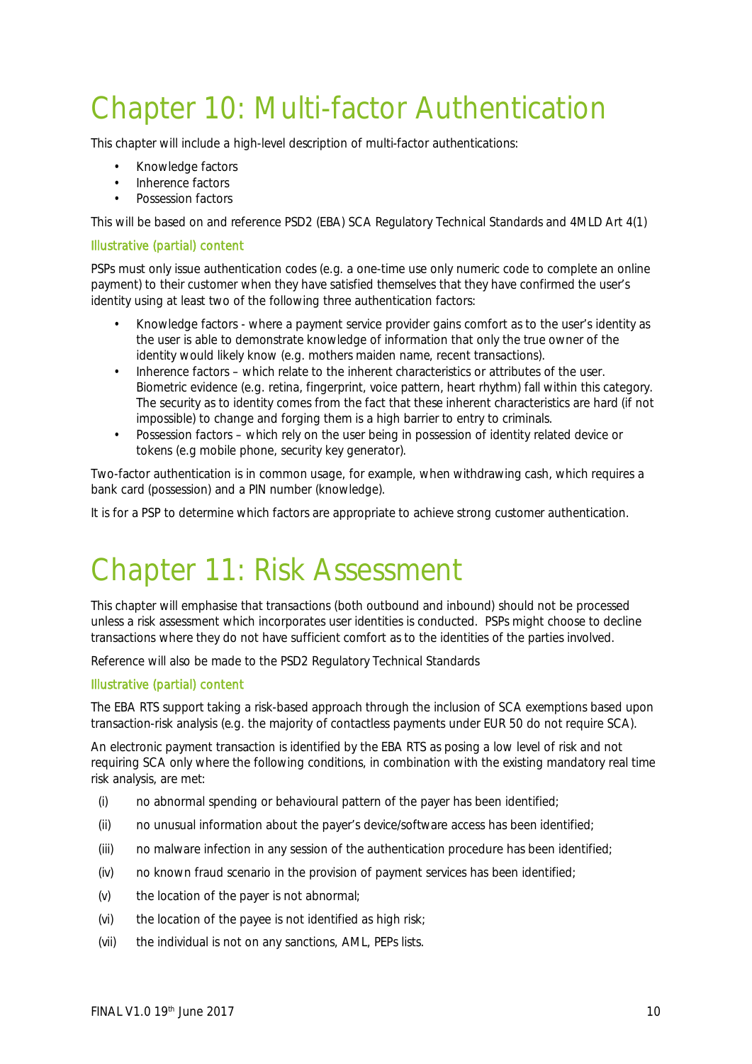# Chapter 10: Multi-factor Authentication

This chapter will include a high-level description of multi-factor authentications:

- Knowledge factors
- Inherence factors
- Possession factors

This will be based on and reference PSD2 (EBA) SCA Regulatory Technical Standards and 4MLD Art 4(1)

### Illustrative (partial) content

PSPs must only issue authentication codes (e.g. a one-time use only numeric code to complete an online payment) to their customer when they have satisfied themselves that they have confirmed the user's identity using at least two of the following three authentication factors:

- Knowledge factors - where a payment service provider gains comfort as to the user's identity as the user is able to demonstrate knowledge of information that only the true owner of the identity would likely know (e.g. mothers maiden name, recent transactions).
- Inherence factors – which relate to the inherent characteristics or attributes of the user. Biometric evidence (e.g. retina, fingerprint, voice pattern, heart rhythm) fall within this category. The security as to identity comes from the fact that these inherent characteristics are hard (if not impossible) to change and forging them is a high barrier to entry to criminals.
- Possession factors – which rely on the user being in possession of identity related device or tokens (e.g mobile phone, security key generator).

Two-factor authentication is in common usage, for example, when withdrawing cash, which requires a bank card (possession) and a PIN number (knowledge).

It is for a PSP to determine which factors are appropriate to achieve strong customer authentication.

# Chapter 11: Risk Assessment

This chapter will emphasise that transactions (both outbound and inbound) should not be processed unless a risk assessment which incorporates user identities is conducted. PSPs might choose to decline transactions where they do not have sufficient comfort as to the identities of the parties involved.

Reference will also be made to the PSD2 Regulatory Technical Standards

### Illustrative (partial) content

The EBA RTS support taking a risk-based approach through the inclusion of SCA exemptions based upon transaction-risk analysis (e.g. the majority of contactless payments under EUR 50 do not require SCA).

An electronic payment transaction is identified by the EBA RTS as posing a low level of risk and not requiring SCA only where the following conditions, in combination with the existing mandatory real time risk analysis, are met:

(i) no abnormal spending or behavioural pattern of the payer has been identified;

(ii) no unusual information about the payer's device/software access has been identified;

(iii) no malware infection in any session of the authentication procedure has been identified;

(iv) no known fraud scenario in the provision of payment services has been identified;

(v) the location of the payer is not abnormal;

(vi) the location of the payee is not identified as high risk;

(vii) the individual is not on any sanctions, AML, PEPs lists.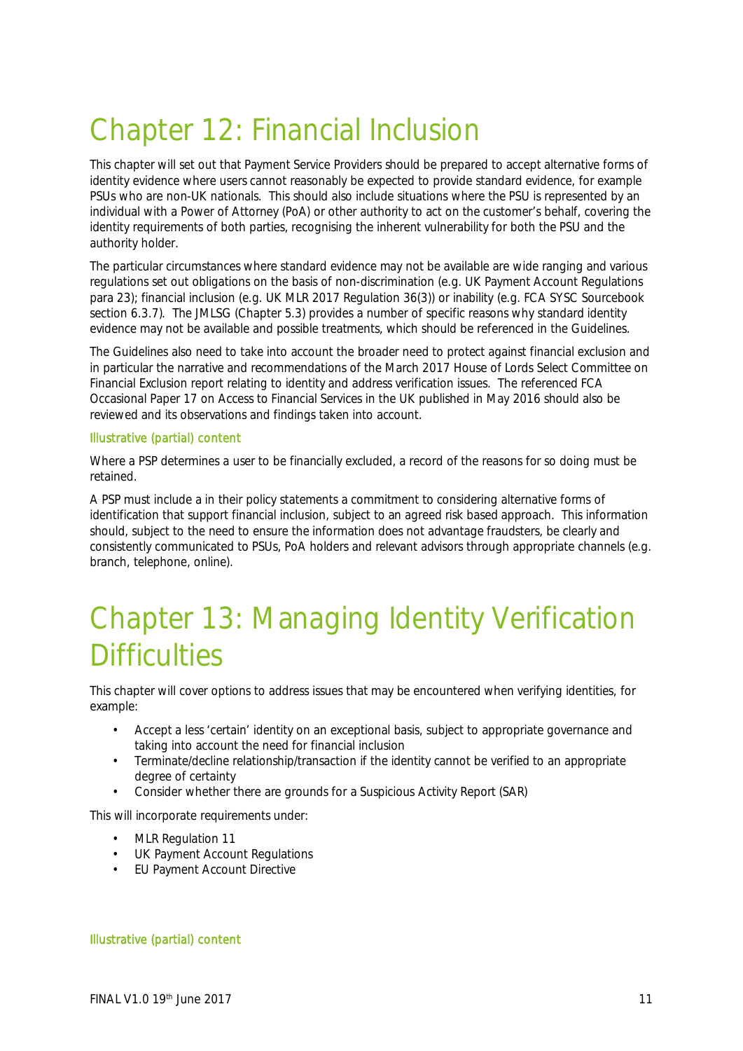# Chapter 12: Financial Inclusion

This chapter will set out that Payment Service Providers should be prepared to accept alternative forms of identity evidence where users cannot reasonably be expected to provide standard evidence, for example PSUs who are non-UK nationals. This should also include situations where the PSU is represented by an individual with a Power of Attorney (PoA) or other authority to act on the customer's behalf, covering the identity requirements of both parties, recognising the inherent vulnerability for both the PSU and the authority holder.

The particular circumstances where standard evidence may not be available are wide ranging and various regulations set out obligations on the basis of non-discrimination (e.g. UK Payment Account Regulations para 23); financial inclusion (e.g. UK MLR 2017 Regulation 36(3)) or inability (e.g. FCA SYSC Sourcebook section 6.3.7). The JMLSG (Chapter 5.3) provides a number of specific reasons why standard identity evidence may not be available and possible treatments, which should be referenced in the Guidelines.

The Guidelines also need to take into account the broader need to protect against financial exclusion and in particular the narrative and recommendations of the March 2017 House of Lords Select Committee on Financial Exclusion report relating to identity and address verification issues. The referenced FCA Occasional Paper 17 on Access to Financial Services in the UK published in May 2016 should also be reviewed and its observations and findings taken into account.

### Illustrative (partial) content

Where a PSP determines a user to be financially excluded, a record of the reasons for so doing must be retained.

A PSP must include a in their policy statements a commitment to considering alternative forms of identification that support financial inclusion, subject to an agreed risk based approach. This information should, subject to the need to ensure the information does not advantage fraudsters, be clearly and consistently communicated to PSUs, PoA holders and relevant advisors through appropriate channels (e.g. branch, telephone, online).

# Chapter 13: Managing Identity Verification Difficulties

This chapter will cover options to address issues that may be encountered when verifying identities, for example:

- Accept a less 'certain' identity on an exceptional basis, subject to appropriate governance and taking into account the need for financial inclusion
- Terminate/decline relationship/transaction if the identity cannot be verified to an appropriate degree of certainty
- Consider whether there are grounds for a Suspicious Activity Report (SAR)

This will incorporate requirements under:

- MLR Regulation 11
- UK Payment Account Regulations
- EU Payment Account Directive

### Illustrative (partial) content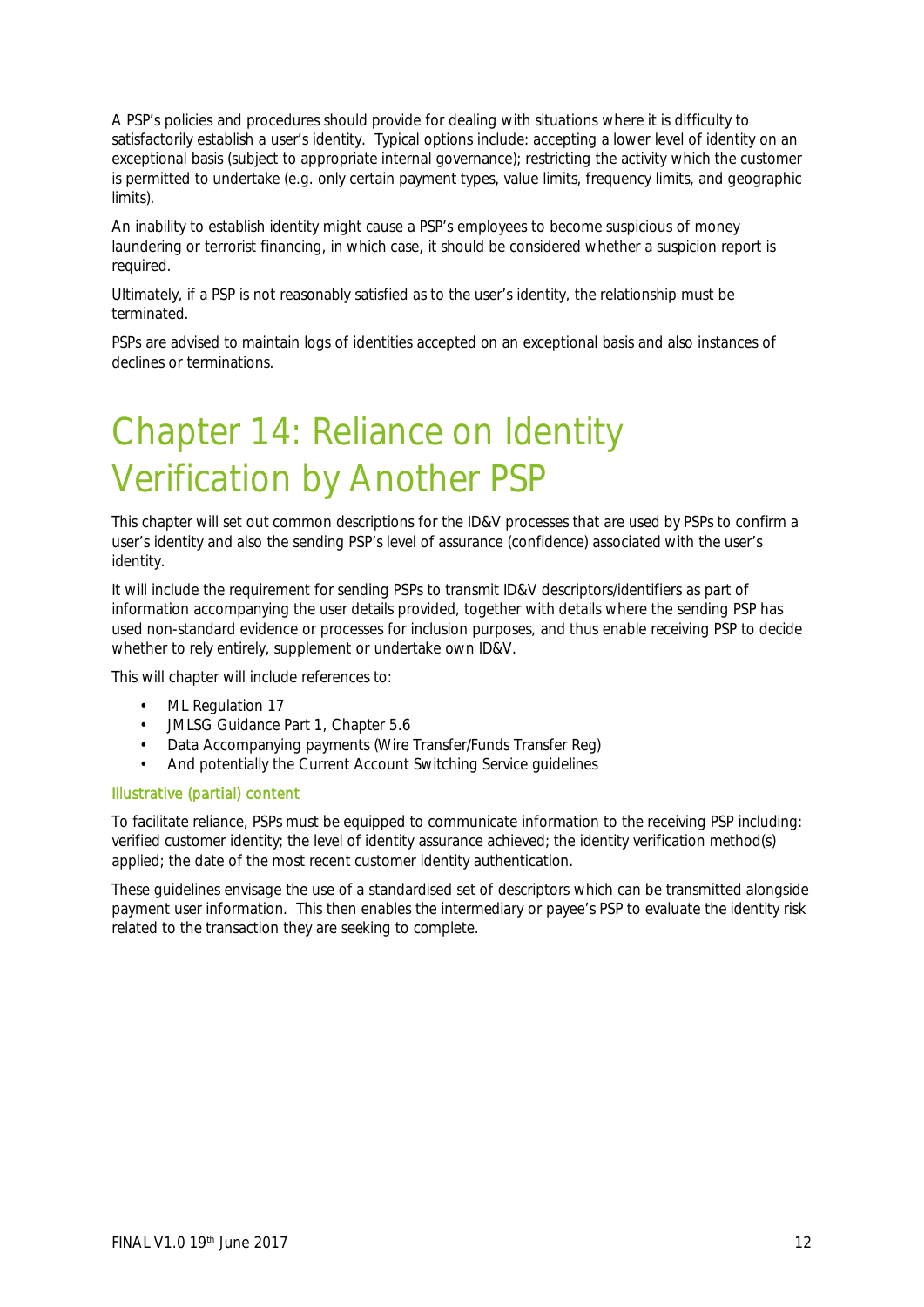A PSP's policies and procedures should provide for dealing with situations where it is difficulty to satisfactorily establish a user's identity. Typical options include: accepting a lower level of identity on an exceptional basis (subject to appropriate internal governance); restricting the activity which the customer is permitted to undertake (e.g. only certain payment types, value limits, frequency limits, and geographic limits).

An inability to establish identity might cause a PSP's employees to become suspicious of money laundering or terrorist financing, in which case, it should be considered whether a suspicion report is required.

Ultimately, if a PSP is not reasonably satisfied as to the user's identity, the relationship must be terminated.

PSPs are advised to maintain logs of identities accepted on an exceptional basis and also instances of declines or terminations.

# Chapter 14: Reliance on Identity Verification by Another PSP

This chapter will set out common descriptions for the ID&V processes that are used by PSPs to confirm a user's identity and also the sending PSP's level of assurance (confidence) associated with the user's identity.

It will include the requirement for sending PSPs to transmit ID&V descriptors/identifiers as part of information accompanying the user details provided, together with details where the sending PSP has used non-standard evidence or processes for inclusion purposes, and thus enable receiving PSP to decide whether to rely entirely, supplement or undertake own ID&V.

This will chapter will include references to:

- ML Regulation 17
- JMLSG Guidance Part 1, Chapter 5.6
- Data Accompanying payments (Wire Transfer/Funds Transfer Reg)
- And potentially the Current Account Switching Service guidelines

### Illustrative (partial) content

To facilitate reliance, PSPs must be equipped to communicate information to the receiving PSP including: verified customer identity; the level of identity assurance achieved; the identity verification method(s) applied; the date of the most recent customer identity authentication.

These guidelines envisage the use of a standardised set of descriptors which can be transmitted alongside payment user information. This then enables the intermediary or payee's PSP to evaluate the identity risk related to the transaction they are seeking to complete.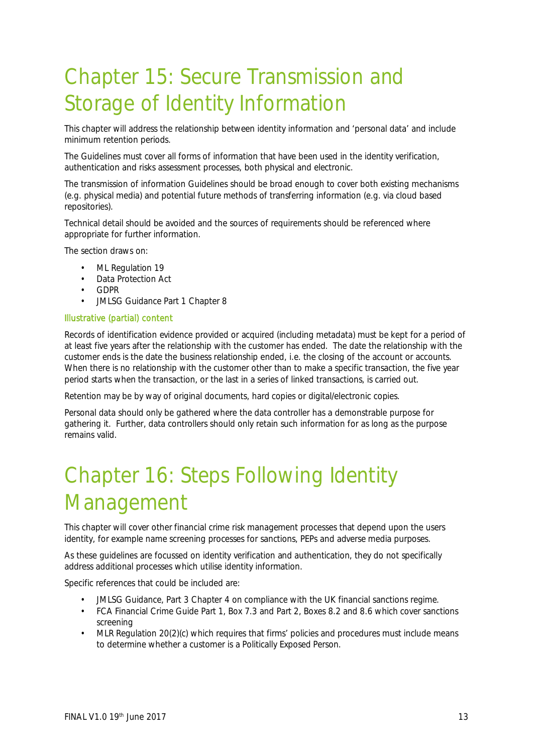# Chapter 15: Secure Transmission and Storage of Identity Information

This chapter will address the relationship between identity information and 'personal data' and include minimum retention periods.

The Guidelines must cover all forms of information that have been used in the identity verification, authentication and risks assessment processes, both physical and electronic.

The transmission of information Guidelines should be broad enough to cover both existing mechanisms (e.g. physical media) and potential future methods of transferring information (e.g. via cloud based repositories).

Technical detail should be avoided and the sources of requirements should be referenced where appropriate for further information.

The section draws on:

- ML Regulation 19
- Data Protection Act
- GDPR
- JMLSG Guidance Part 1 Chapter 8

### Illustrative (partial) content

Records of identification evidence provided or acquired (including metadata) must be kept for a period of at least five years after the relationship with the customer has ended. The date the relationship with the customer ends is the date the business relationship ended, i.e. the closing of the account or accounts. When there is no relationship with the customer other than to make a specific transaction, the five year period starts when the transaction, or the last in a series of linked transactions, is carried out.

Retention may be by way of original documents, hard copies or digital/electronic copies.

Personal data should only be gathered where the data controller has a demonstrable purpose for gathering it. Further, data controllers should only retain such information for as long as the purpose remains valid.

# Chapter 16: Steps Following Identity Management

This chapter will cover other financial crime risk management processes that depend upon the users identity, for example name screening processes for sanctions, PEPs and adverse media purposes.

As these guidelines are focussed on identity verification and authentication, they do not specifically address additional processes which utilise identity information.

Specific references that could be included are:

- JMLSG Guidance, Part 3 Chapter 4 on compliance with the UK financial sanctions regime.
- FCA Financial Crime Guide Part 1, Box 7.3 and Part 2, Boxes 8.2 and 8.6 which cover sanctions screening
- MLR Regulation 20(2)(c) which requires that firms' policies and procedures must include means to determine whether a customer is a Politically Exposed Person.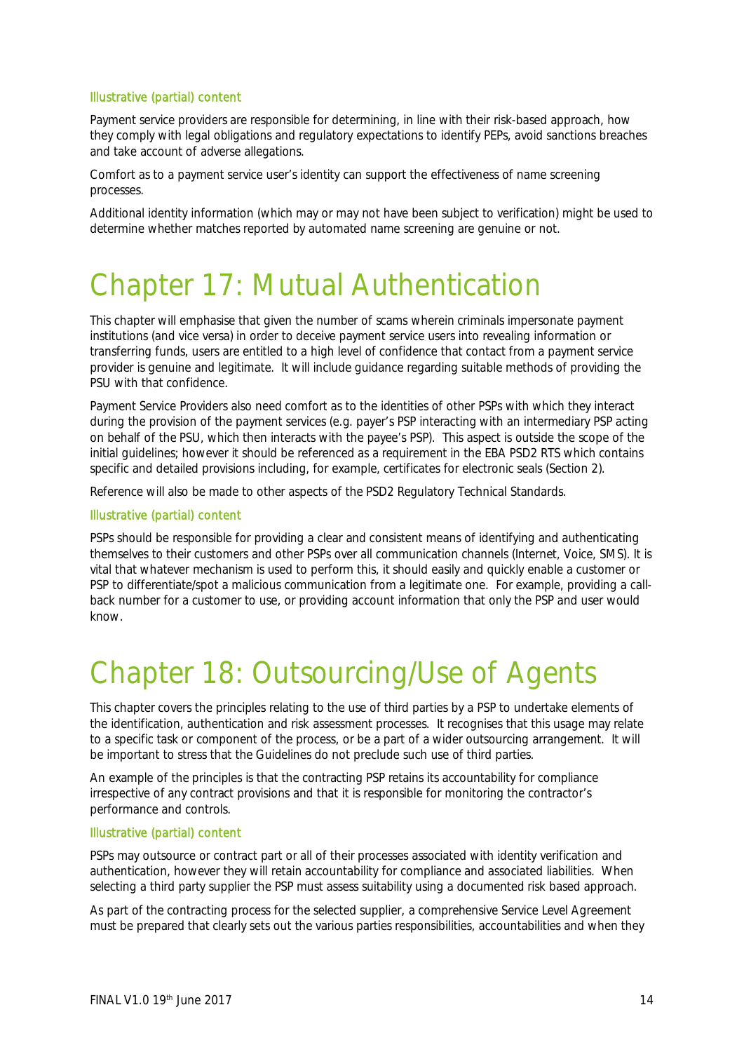#### Illustrative (partial) content

Payment service providers are responsible for determining, in line with their risk-based approach, how they comply with legal obligations and regulatory expectations to identify PEPs, avoid sanctions breaches and take account of adverse allegations.

Comfort as to a payment service user's identity can support the effectiveness of name screening processes.

Additional identity information (which may or may not have been subject to verification) might be used to determine whether matches reported by automated name screening are genuine or not.

# Chapter 17: Mutual Authentication

This chapter will emphasise that given the number of scams wherein criminals impersonate payment institutions (and vice versa) in order to deceive payment service users into revealing information or transferring funds, users are entitled to a high level of confidence that contact from a payment service provider is genuine and legitimate. It will include guidance regarding suitable methods of providing the PSU with that confidence.

Payment Service Providers also need comfort as to the identities of other PSPs with which they interact during the provision of the payment services (e.g. payer's PSP interacting with an intermediary PSP acting on behalf of the PSU, which then interacts with the payee's PSP). This aspect is outside the scope of the initial guidelines; however it should be referenced as a requirement in the EBA PSD2 RTS which contains specific and detailed provisions including, for example, certificates for electronic seals (Section 2).

Reference will also be made to other aspects of the PSD2 Regulatory Technical Standards.

#### Illustrative (partial) content

PSPs should be responsible for providing a clear and consistent means of identifying and authenticating themselves to their customers and other PSPs over all communication channels (Internet, Voice, SMS). It is vital that whatever mechanism is used to perform this, it should easily and quickly enable a customer or PSP to differentiate/spot a malicious communication from a legitimate one. For example, providing a call-back number for a customer to use, or providing account information that only the PSP and user would know.

# Chapter 18: Outsourcing/Use of Agents

This chapter covers the principles relating to the use of third parties by a PSP to undertake elements of the identification, authentication and risk assessment processes. It recognises that this usage may relate to a specific task or component of the process, or be a part of a wider outsourcing arrangement. It will be important to stress that the Guidelines do not preclude such use of third parties.

An example of the principles is that the contracting PSP retains its accountability for compliance irrespective of any contract provisions and that it is responsible for monitoring the contractor's performance and controls.

#### Illustrative (partial) content

PSPs may outsource or contract part or all of their processes associated with identity verification and authentication, however they will retain accountability for compliance and associated liabilities. When selecting a third party supplier the PSP must assess suitability using a documented risk based approach.

As part of the contracting process for the selected supplier, a comprehensive Service Level Agreement must be prepared that clearly sets out the various parties responsibilities, accountabilities and when they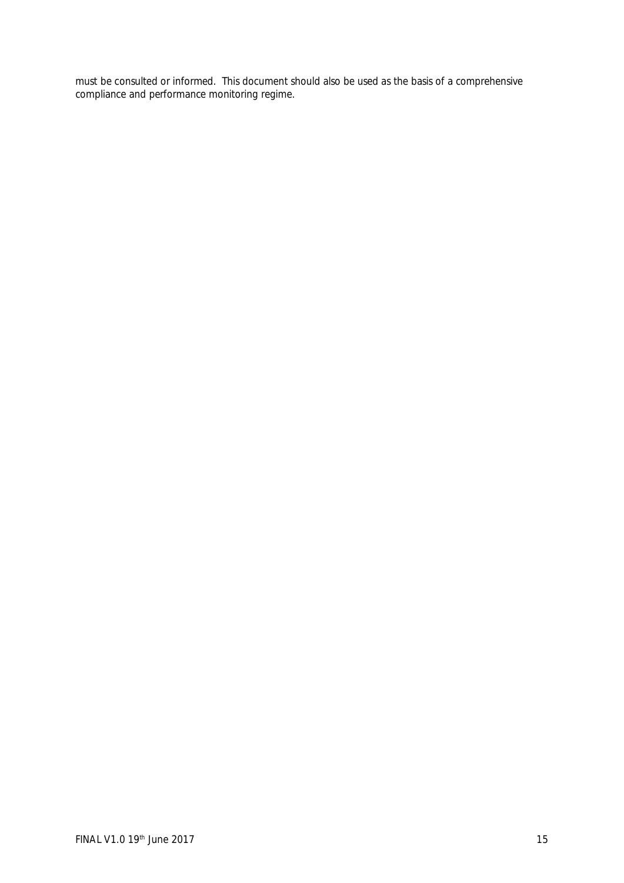must be consulted or informed. This document should also be used as the basis of a comprehensive compliance and performance monitoring regime.